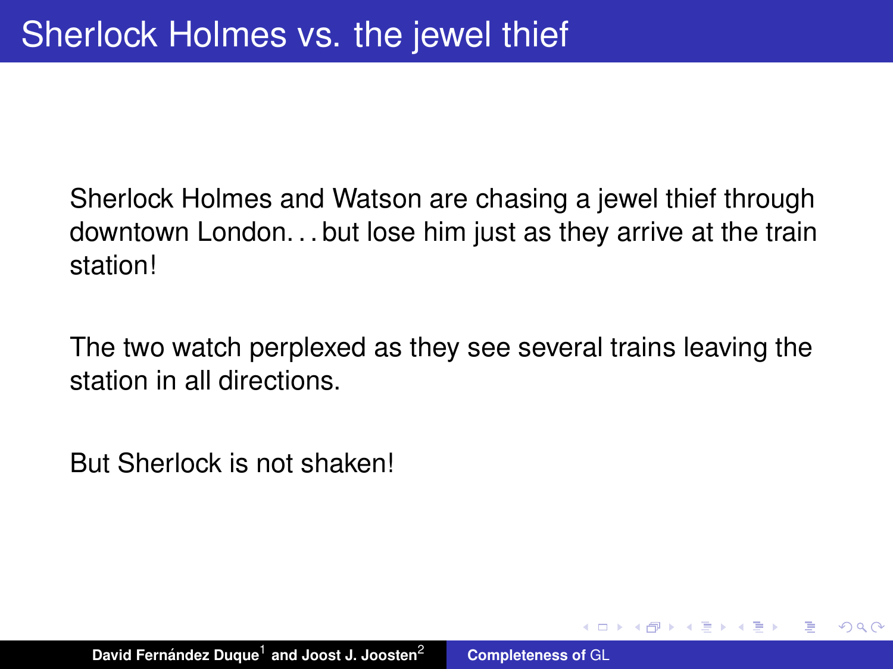# Sherlock Holmes vs. the jewel thief

Sherlock Holmes and Watson are chasing a jewel thief through downtown London. . . but lose him just as they arrive at the train station!

The two watch perplexed as they see several trains leaving the station in all directions.

But Sherlock is not shaken!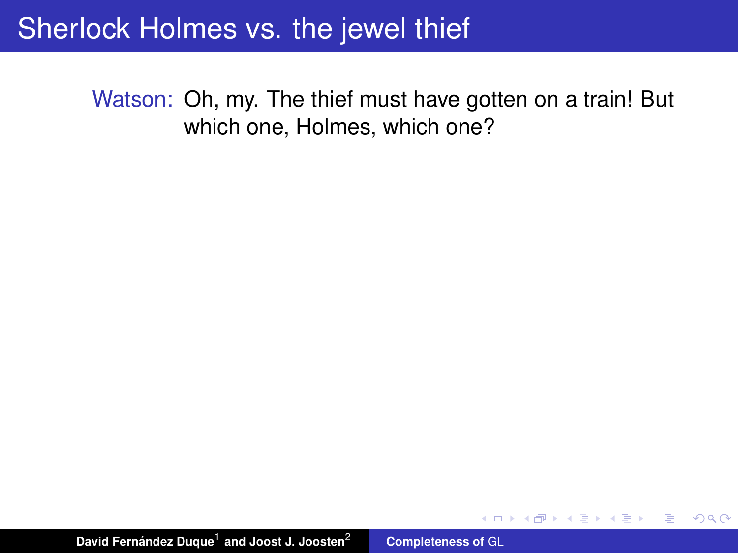# Sherlock Holmes vs. the jewel thief

**Watson:** Oh, my. The thief must have gotten on a train! But which one, Holmes, which one?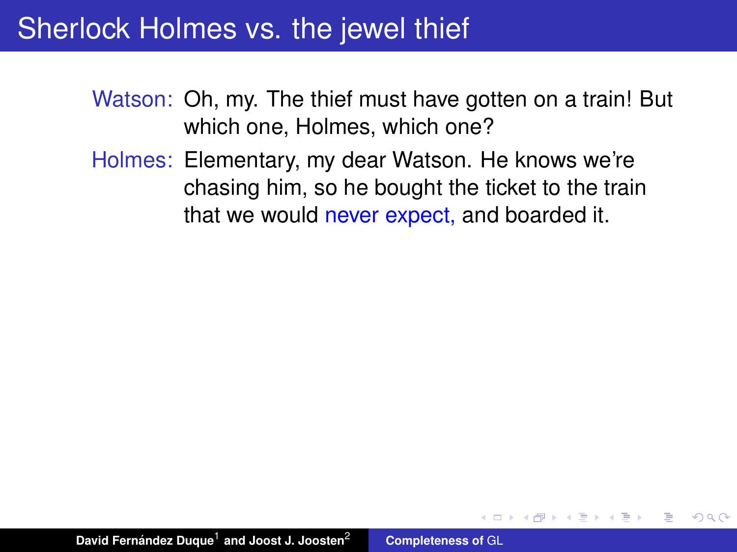# Sherlock Holmes vs. the jewel thief

Watson: Oh, my. The thief must have gotten on a train! But which one, Holmes, which one?

Holmes: Elementary, my dear Watson. He knows we're chasing him, so he bought the ticket to the train that we would never expect, and boarded it.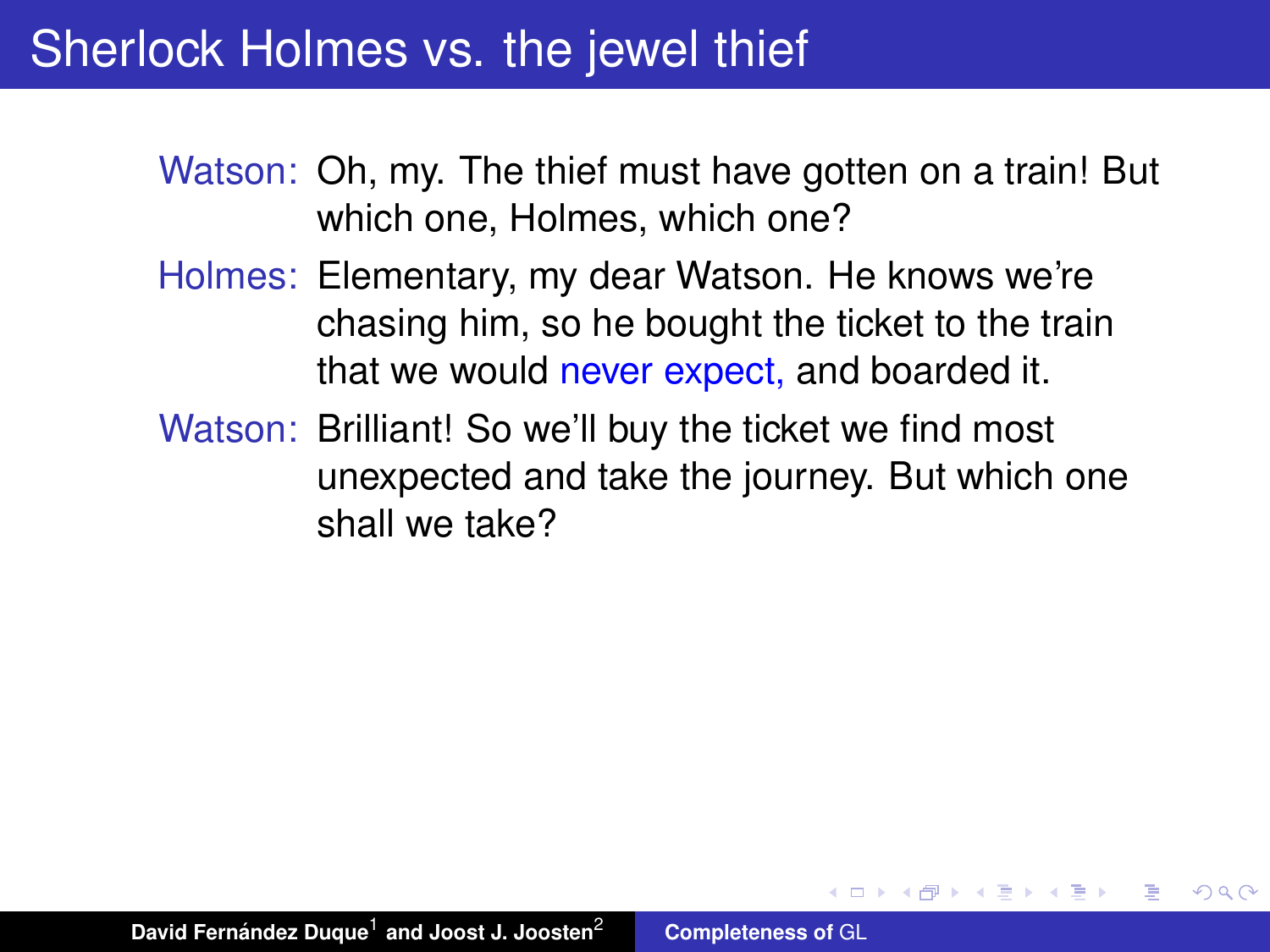# Sherlock Holmes vs. the jewel thief

**Watson:** Oh, my. The thief must have gotten on a train! But which one, Holmes, which one?

**Holmes:** Elementary, my dear Watson. He knows we're chasing him, so he bought the ticket to the train that we would never expect, and boarded it.

**Watson:** Brilliant! So we'll buy the ticket we find most unexpected and take the journey. But which one shall we take?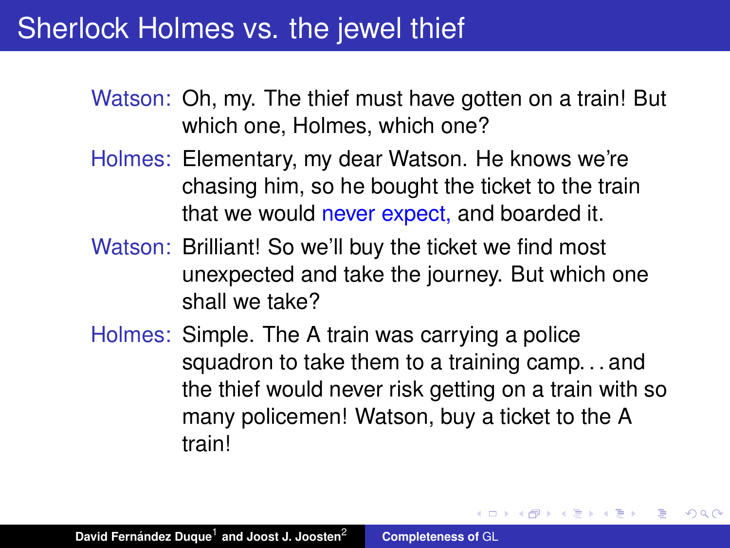# Sherlock Holmes vs. the jewel thief

**Watson:** Oh, my. The thief must have gotten on a train! But which one, Holmes, which one?

**Holmes:** Elementary, my dear Watson. He knows we're chasing him, so he bought the ticket to the train that we would never expect, and boarded it.

**Watson:** Brilliant! So we'll buy the ticket we find most unexpected and take the journey. But which one shall we take?

**Holmes:** Simple. The A train was carrying a police squadron to take them to a training camp. . . and the thief would never risk getting on a train with so many policemen! Watson, buy a ticket to the A train!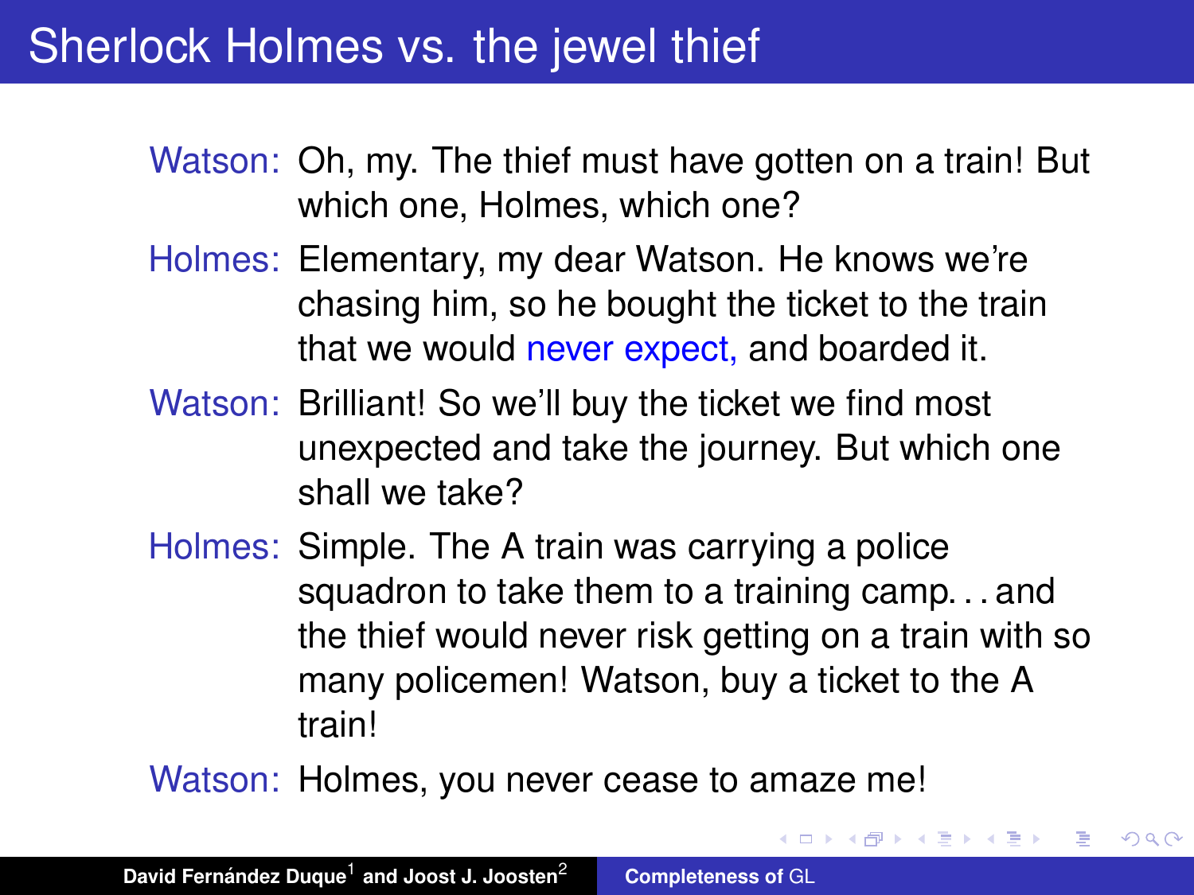# Sherlock Holmes vs. the jewel thief

**Watson:** Oh, my. The thief must have gotten on a train! But which one, Holmes, which one?

**Holmes:** Elementary, my dear Watson. He knows we're chasing him, so he bought the ticket to the train that we would never expect, and boarded it.

**Watson:** Brilliant! So we'll buy the ticket we find most unexpected and take the journey. But which one shall we take?

**Holmes:** Simple. The A train was carrying a police squadron to take them to a training camp. . . and the thief would never risk getting on a train with so many policemen! Watson, buy a ticket to the A train!

**Watson:** Holmes, you never cease to amaze me!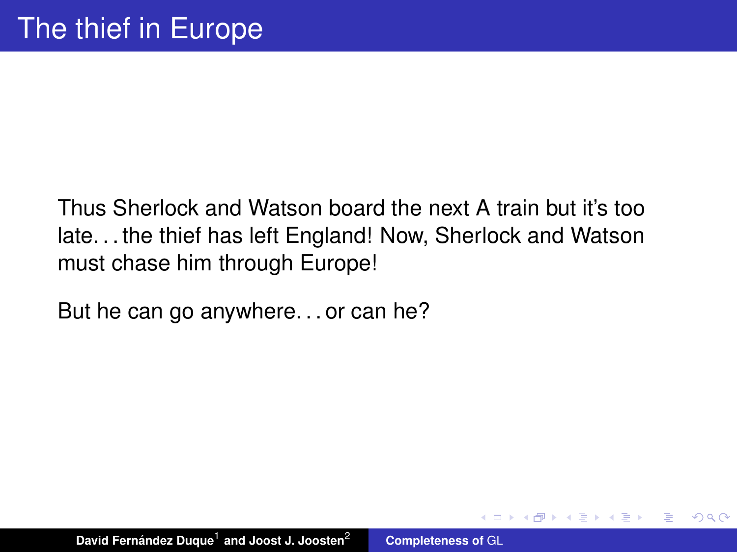# The thief in Europe

Thus Sherlock and Watson board the next A train but it's too late... the thief has left England! Now, Sherlock and Watson must chase him through Europe!

But he can go anywhere... or can he?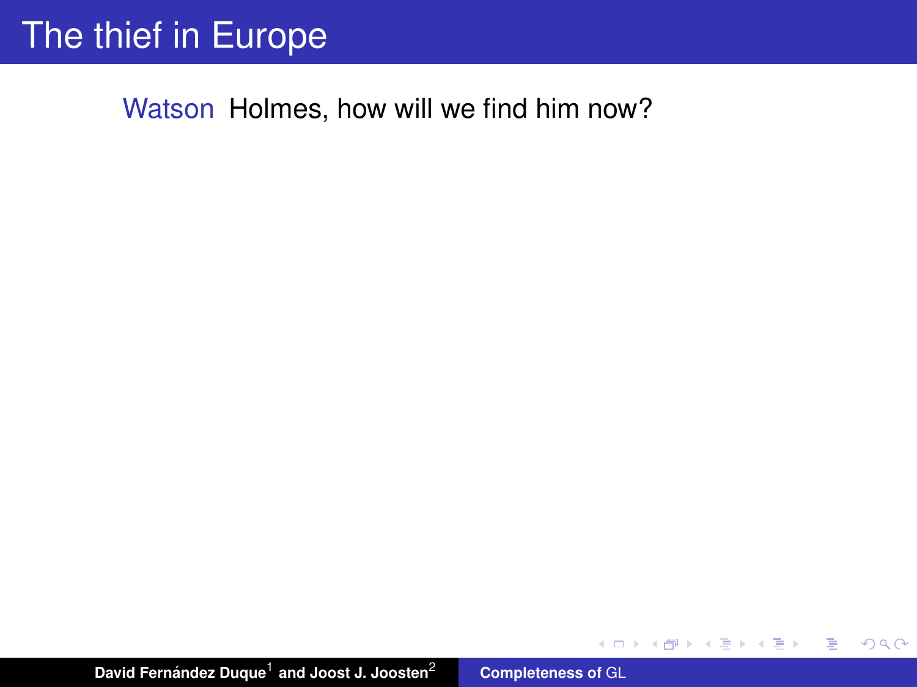# The thief in Europe

Watson  Holmes, how will we find him now?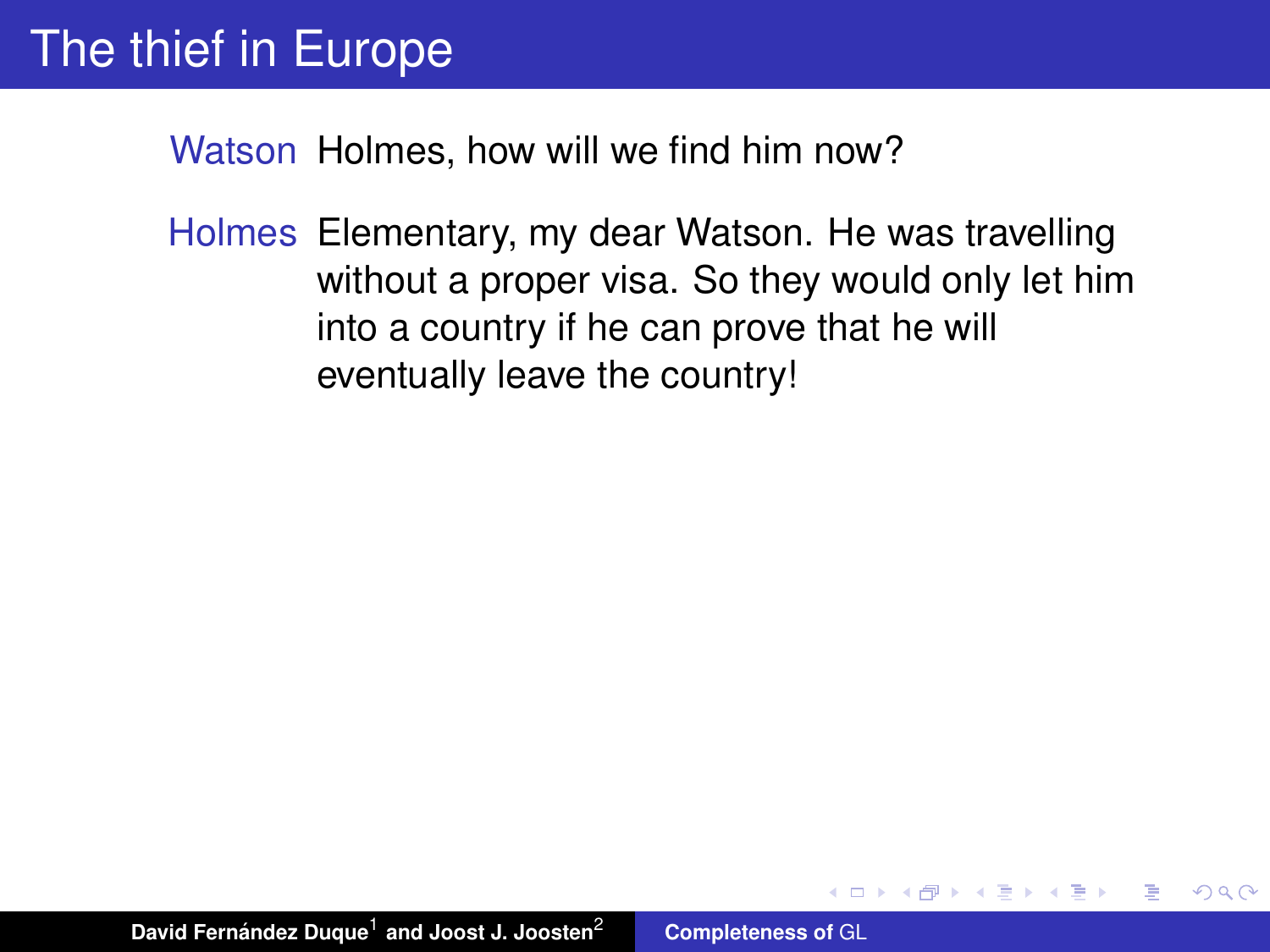# The thief in Europe

**Watson** Holmes, how will we find him now?

**Holmes** Elementary, my dear Watson. He was travelling without a proper visa. So they would only let him into a country if he can prove that he will eventually leave the country!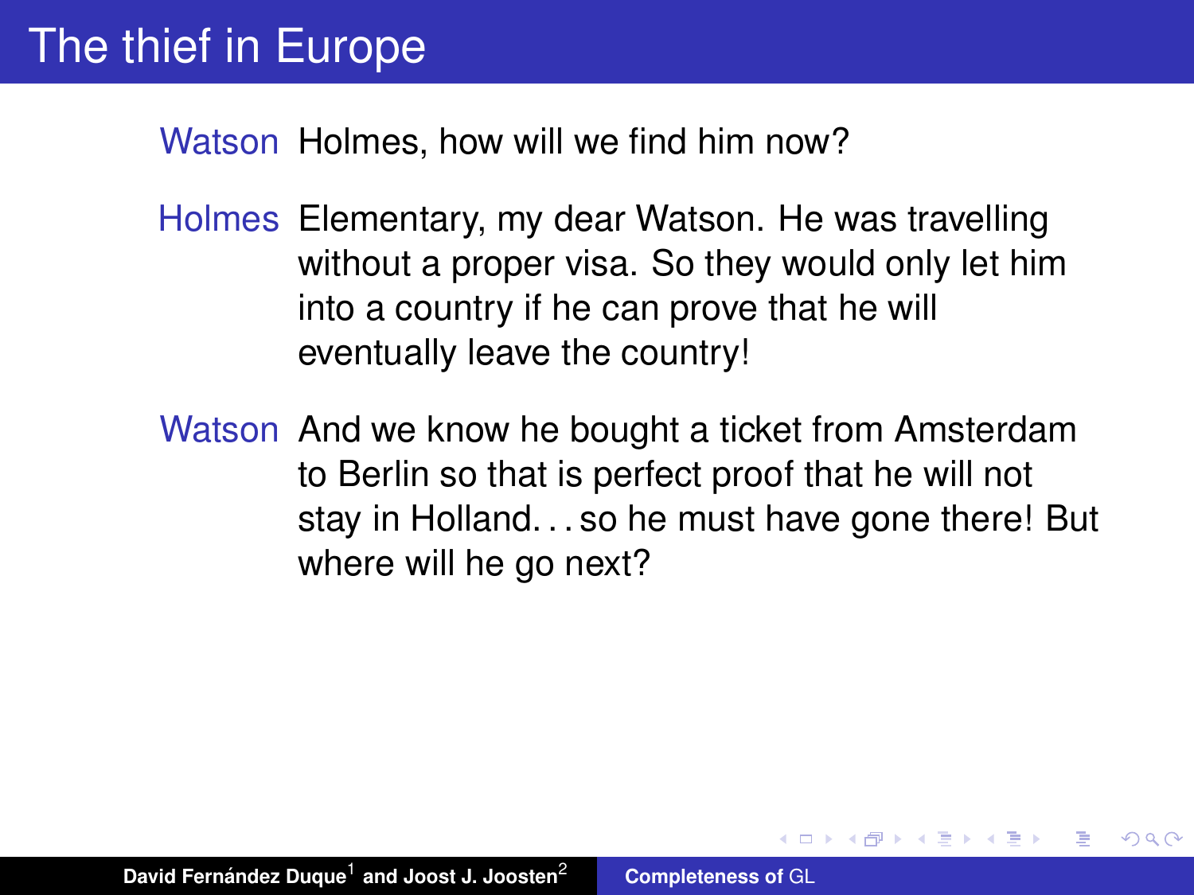# The thief in Europe

**Watson** Holmes, how will we find him now?

**Holmes** Elementary, my dear Watson. He was travelling without a proper visa. So they would only let him into a country if he can prove that he will eventually leave the country!

**Watson** And we know he bought a ticket from Amsterdam to Berlin so that is perfect proof that he will not stay in Holland. . . so he must have gone there! But where will he go next?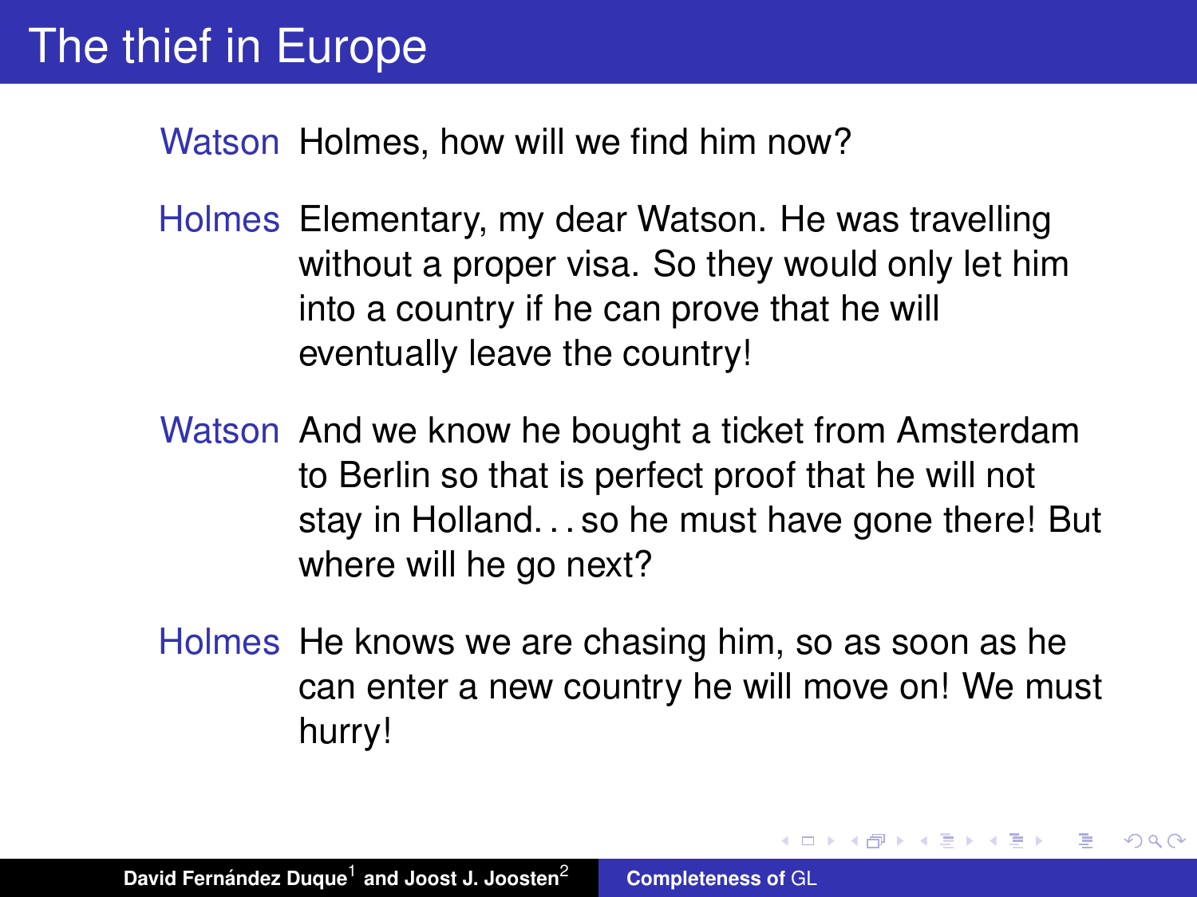# The thief in Europe

**Watson** Holmes, how will we find him now?

**Holmes** Elementary, my dear Watson. He was travelling without a proper visa. So they would only let him into a country if he can prove that he will eventually leave the country!

**Watson** And we know he bought a ticket from Amsterdam to Berlin so that is perfect proof that he will not stay in Holland. . . so he must have gone there! But where will he go next?

**Holmes** He knows we are chasing him, so as soon as he can enter a new country he will move on! We must hurry!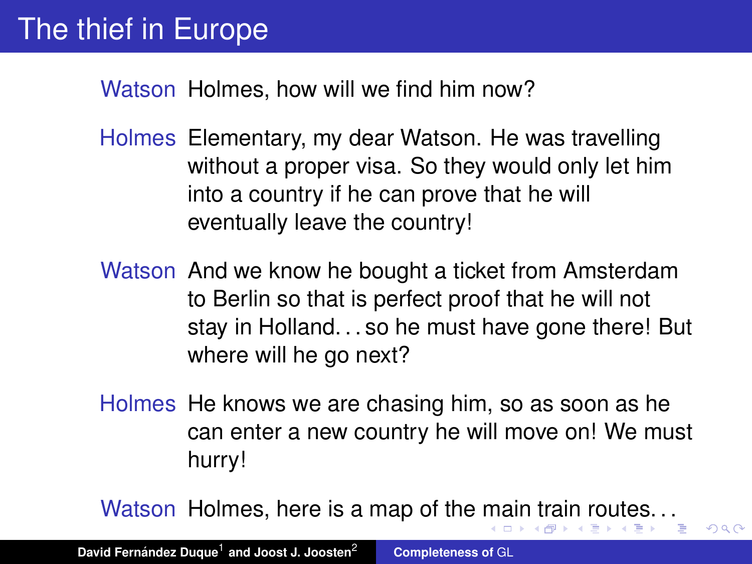# The thief in Europe

**Watson** Holmes, how will we find him now?

**Holmes** Elementary, my dear Watson. He was travelling without a proper visa. So they would only let him into a country if he can prove that he will eventually leave the country!

**Watson** And we know he bought a ticket from Amsterdam to Berlin so that is perfect proof that he will not stay in Holland. . . so he must have gone there! But where will he go next?

**Holmes** He knows we are chasing him, so as soon as he can enter a new country he will move on! We must hurry!

**Watson** Holmes, here is a map of the main train routes. . .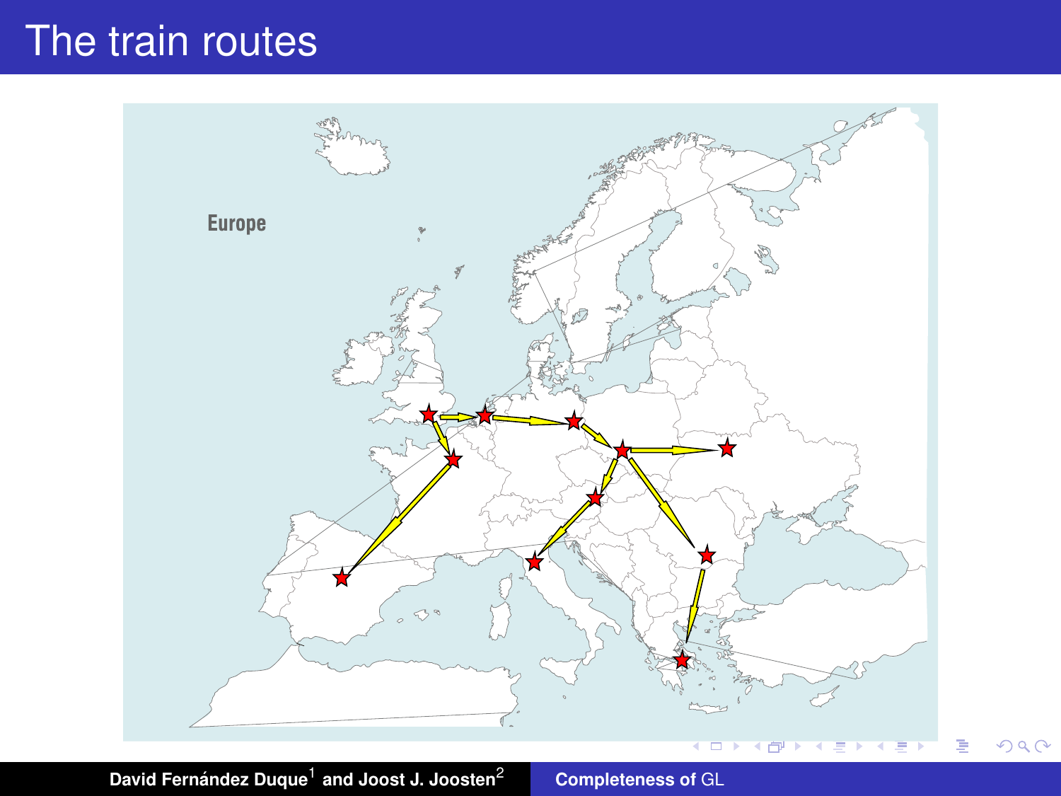# The train routes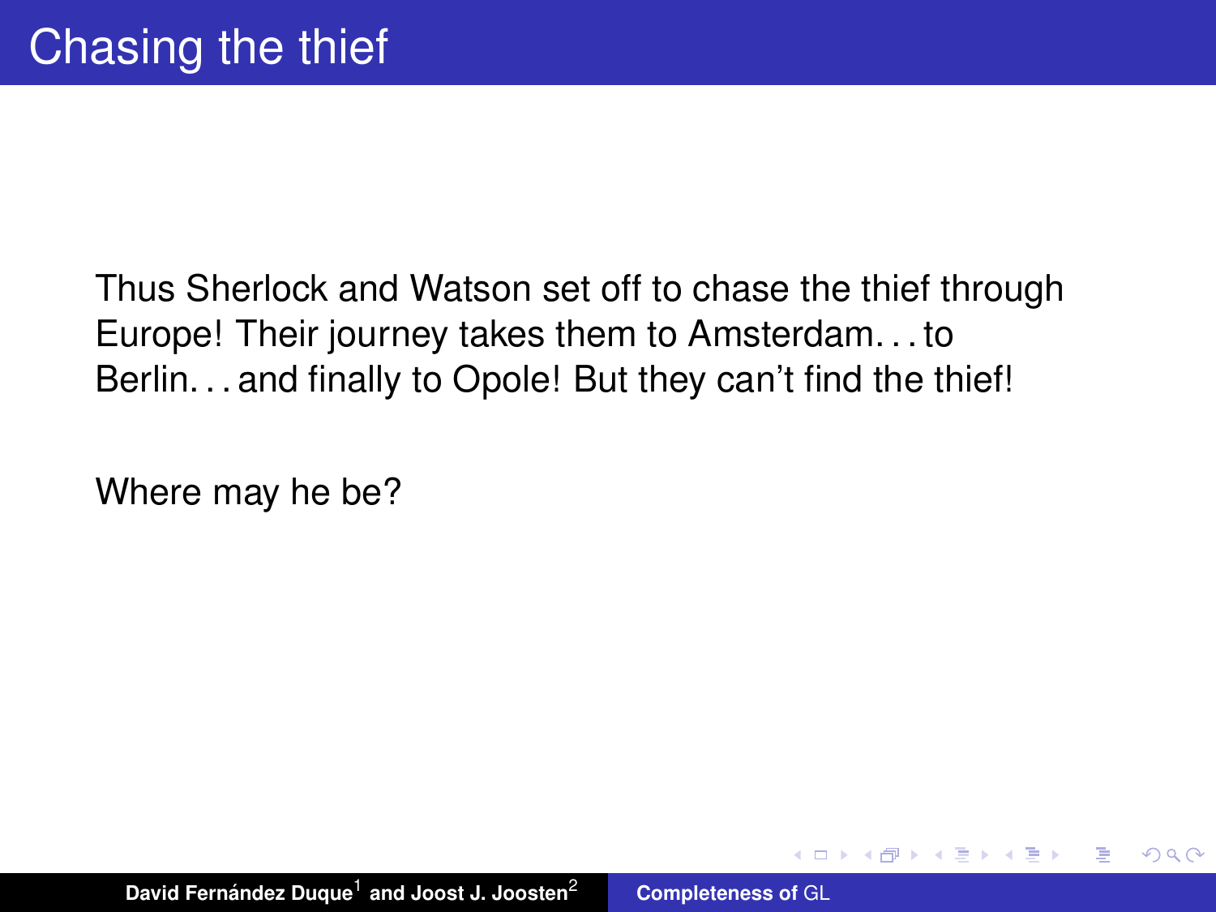# Chasing the thief

Thus Sherlock and Watson set off to chase the thief through Europe! Their journey takes them to Amsterdam. . . to Berlin. . . and finally to Opole! But they can't find the thief!

Where may he be?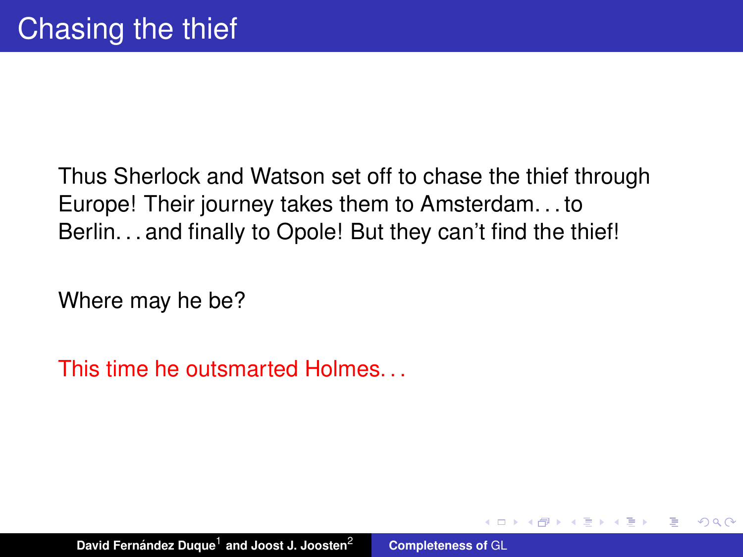# Chasing the thief

Thus Sherlock and Watson set off to chase the thief through Europe! Their journey takes them to Amsterdam. . . to Berlin. . . and finally to Opole! But they can't find the thief!

Where may he be?

This time he outsmarted Holmes. . .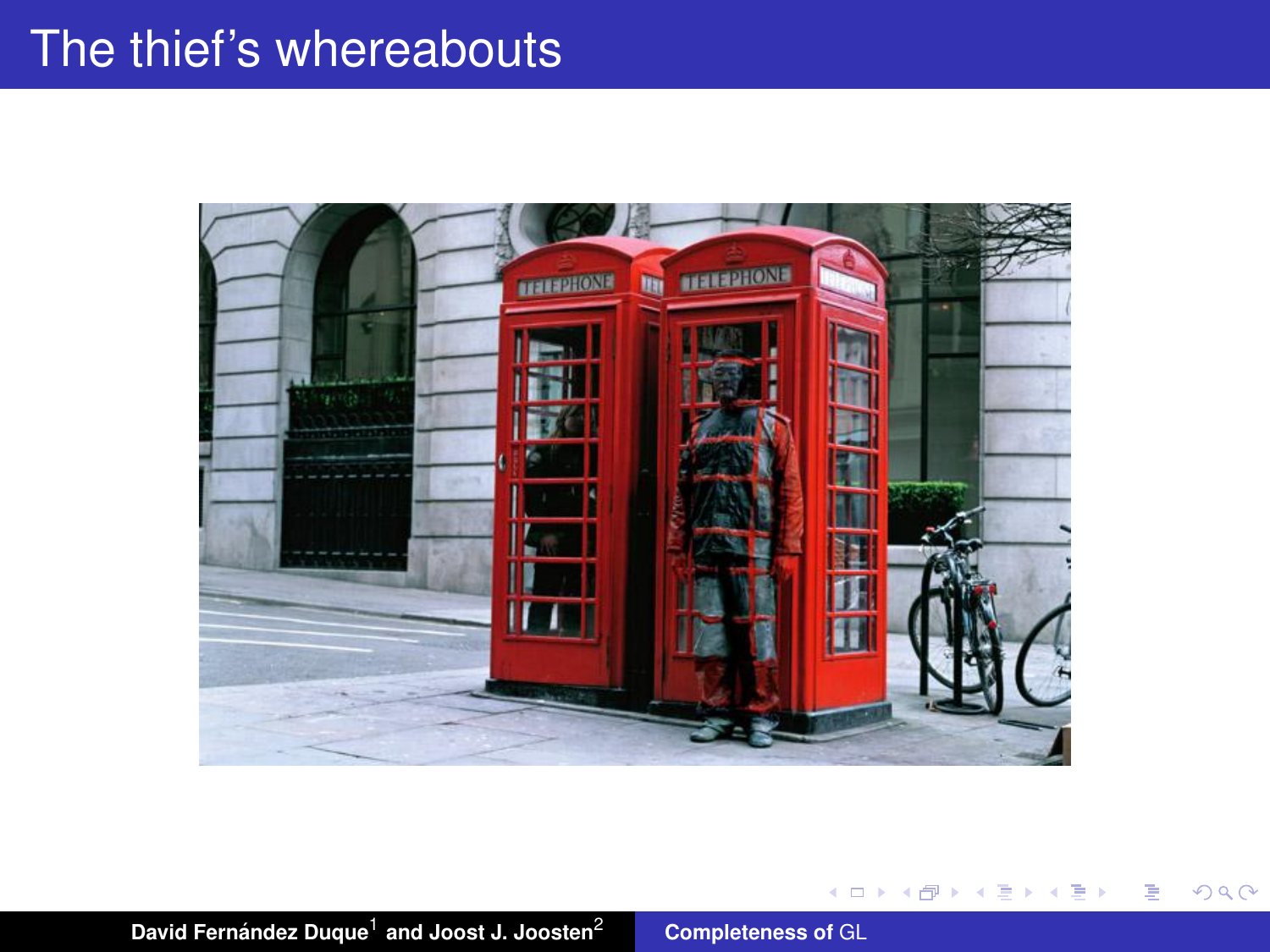# The thief's whereabouts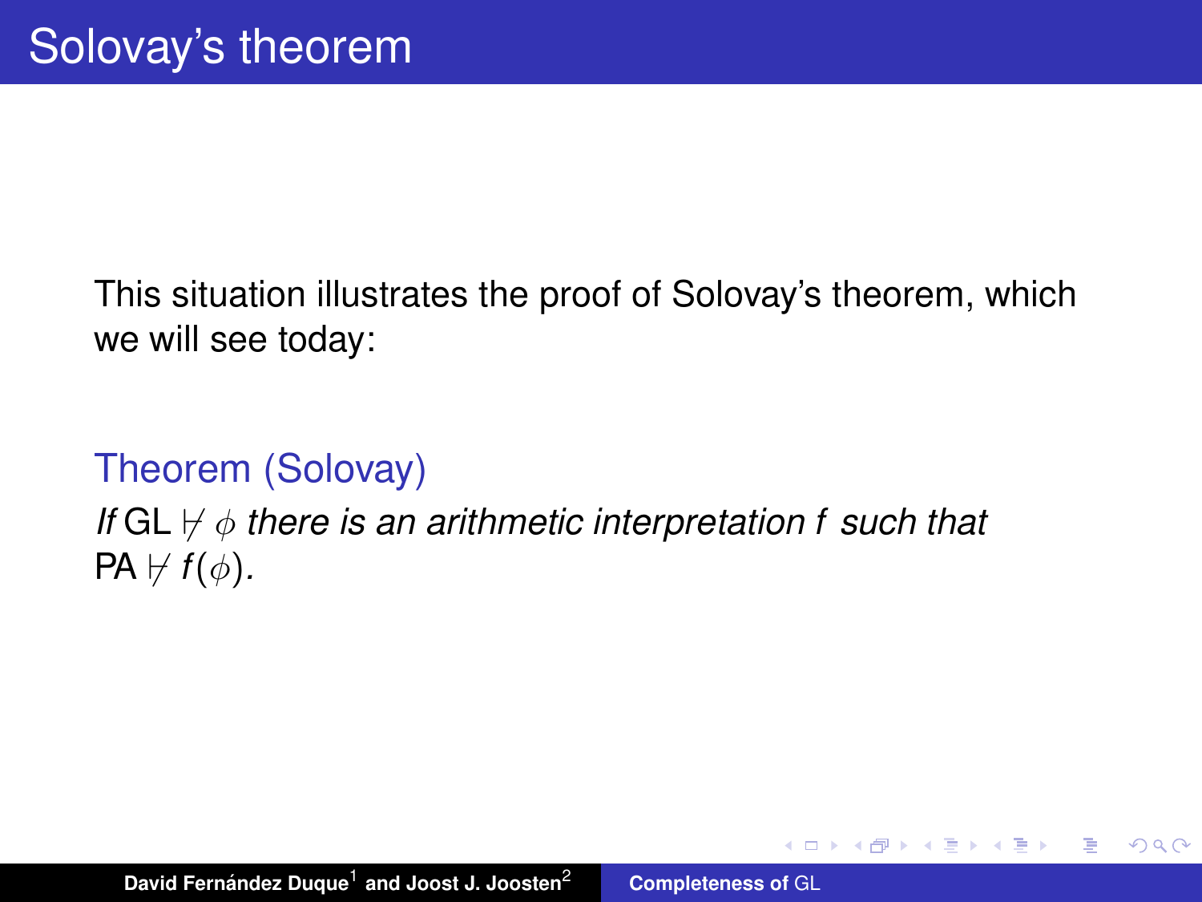# Solovay's theorem

This situation illustrates the proof of Solovay's theorem, which we will see today:

**Theorem (Solovay)**

*If* GL $\nvdash \phi$ *there is an arithmetic interpretation* $f$ *such that* PA $\nvdash f(\phi)$.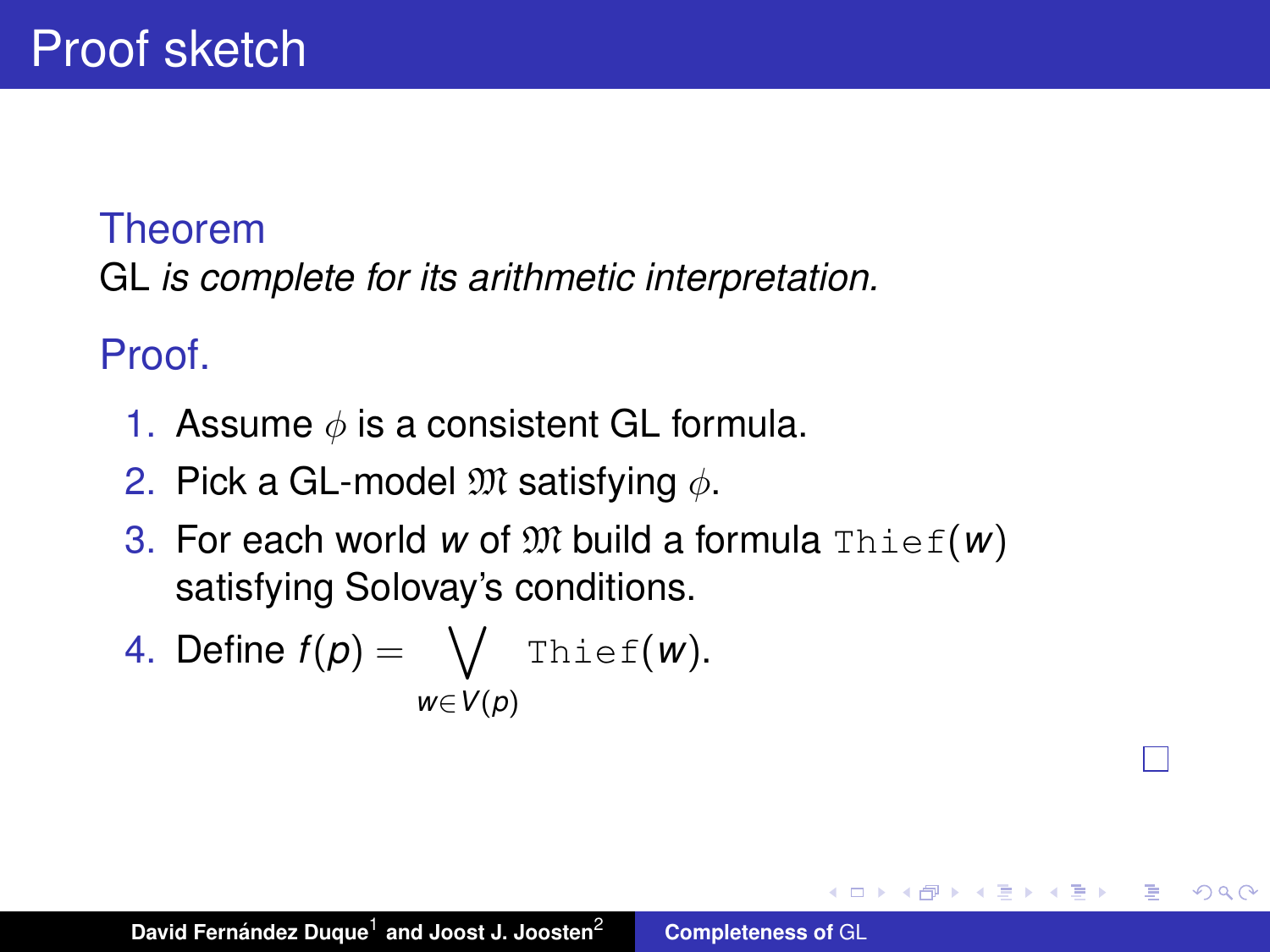# Proof sketch

**Theorem**

GL *is complete for its arithmetic interpretation.*

**Proof.**

1. Assume $\phi$ is a consistent GL formula.
2. Pick a GL-model $\mathfrak{M}$ satisfying $\phi$.
3. For each world $w$ of $\mathfrak{M}$ build a formula $\texttt{Thief}(w)$ satisfying Solovay's conditions.
4. Define $f(p) = \bigvee_{w \in V(p)} \texttt{Thief}(w)$.

□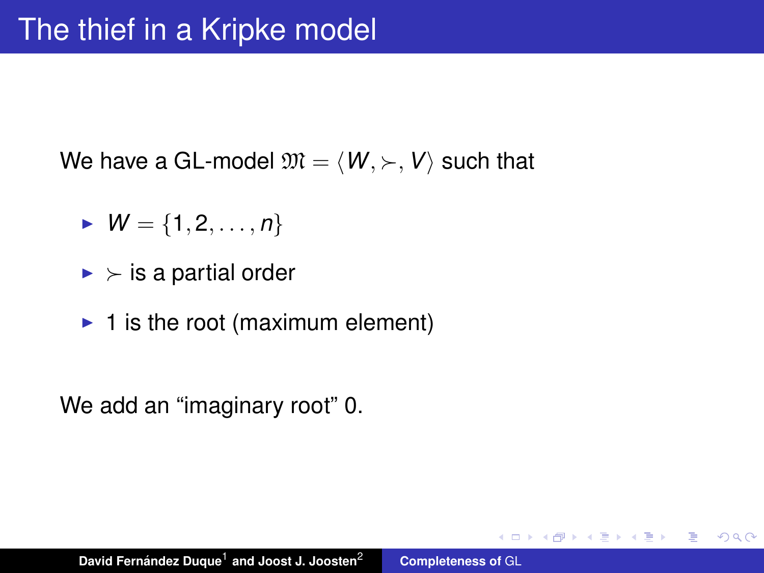# The thief in a Kripke model

We have a GL-model $\mathfrak{M} = \langle W, \succ, V \rangle$ such that

- $W = \{1, 2, \ldots, n\}$
- $\succ$ is a partial order
- 1 is the root (maximum element)

We add an "imaginary root" 0.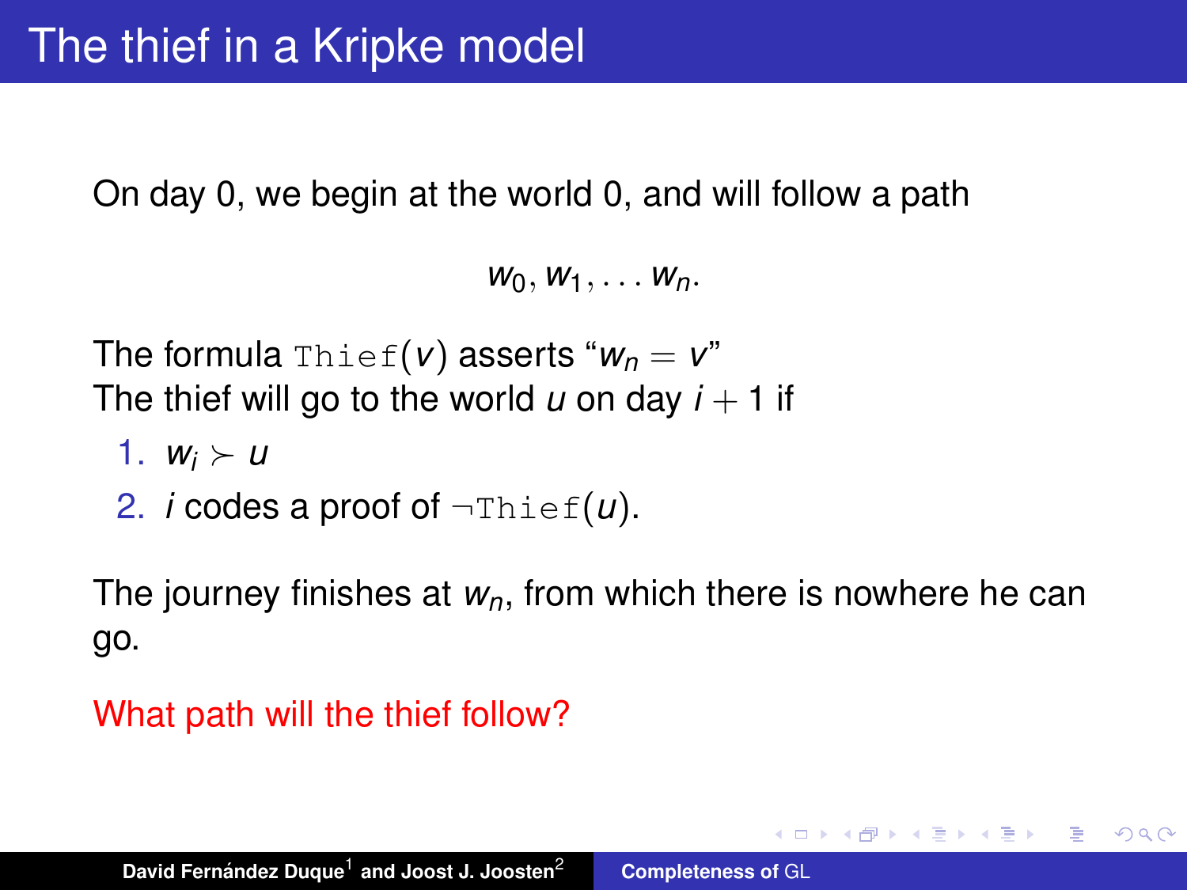# The thief in a Kripke model

On day 0, we begin at the world 0, and will follow a path

$$w_0, w_1, \ldots w_n.$$

The formula $\texttt{Thief}(v)$ asserts "$w_n = v$"
The thief will go to the world $u$ on day $i + 1$ if

1. $w_i \succ u$
2. $i$ codes a proof of $\neg\texttt{Thief}(u)$.

The journey finishes at $w_n$, from which there is nowhere he can go.

What path will the thief follow?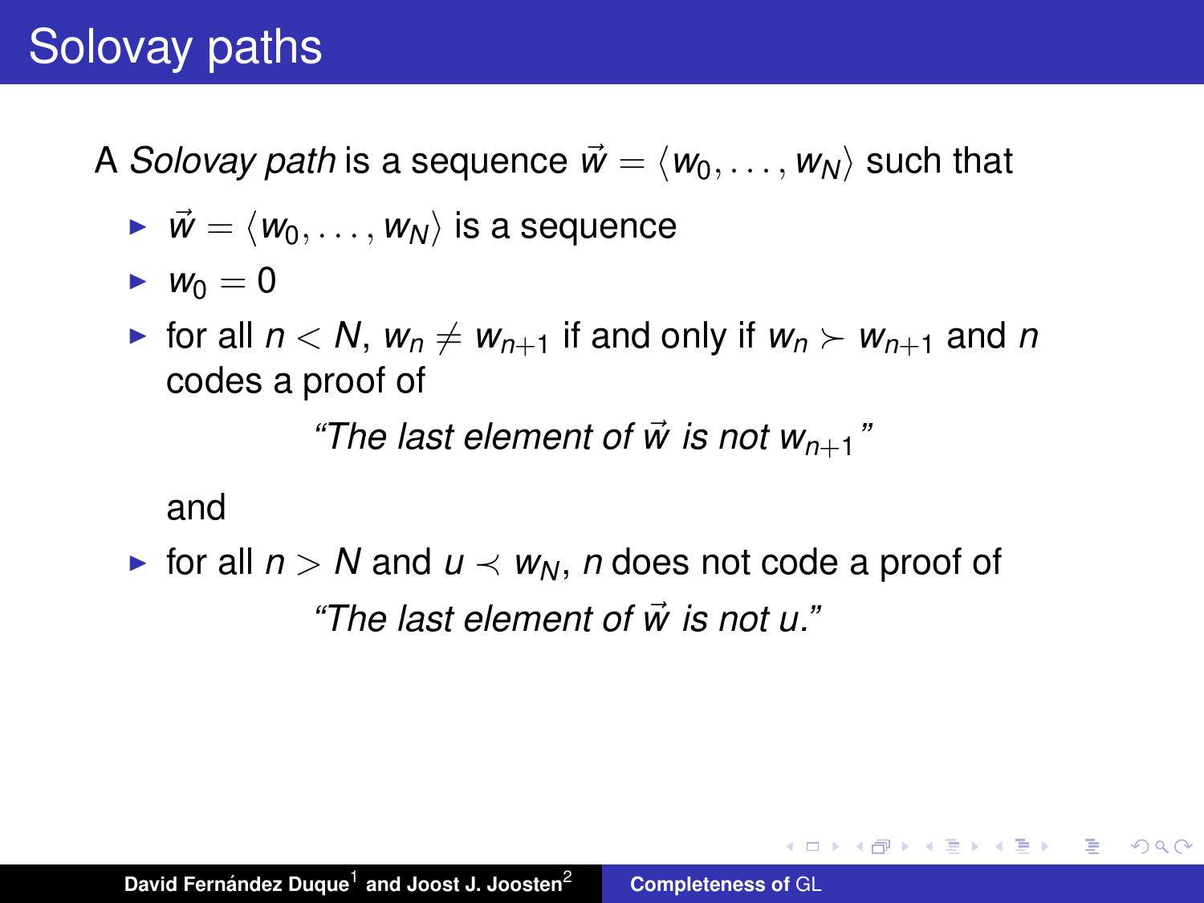# Solovay paths

A *Solovay path* is a sequence $\vec{w} = \langle w_0, \ldots, w_N \rangle$ such that

- $\vec{w} = \langle w_0, \ldots, w_N \rangle$ is a sequence
- $w_0 = 0$
- for all $n < N$, $w_n \neq w_{n+1}$ if and only if $w_n \succ w_{n+1}$ and $n$ codes a proof of

  *"The last element of $\vec{w}$ is not $w_{n+1}$"*

  and
- for all $n > N$ and $u \prec w_N$, $n$ does not code a proof of

  *"The last element of $\vec{w}$ is not $u$."*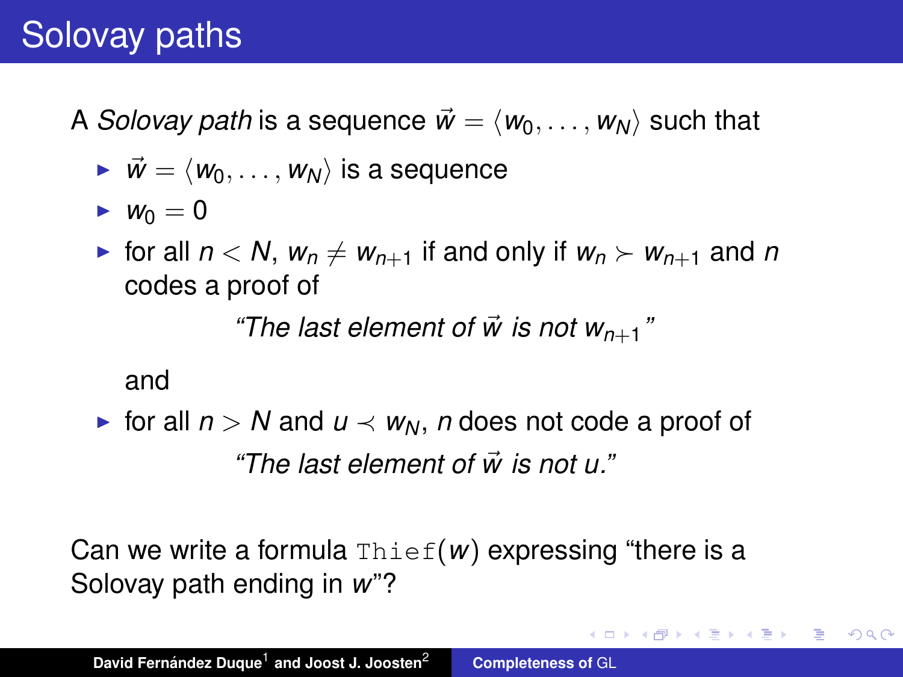# Solovay paths

A *Solovay path* is a sequence $\vec{w} = \langle w_0, \ldots, w_N \rangle$ such that

- $\vec{w} = \langle w_0, \ldots, w_N \rangle$ is a sequence
- $w_0 = 0$
- for all $n < N$, $w_n \neq w_{n+1}$ if and only if $w_n \succ w_{n+1}$ and $n$ codes a proof of

  *"The last element of $\vec{w}$ is not $w_{n+1}$"*

  and
- for all $n > N$ and $u \prec w_N$, $n$ does not code a proof of

  *"The last element of $\vec{w}$ is not $u$."*

Can we write a formula `Thief`$(w)$ expressing "there is a Solovay path ending in $w$"?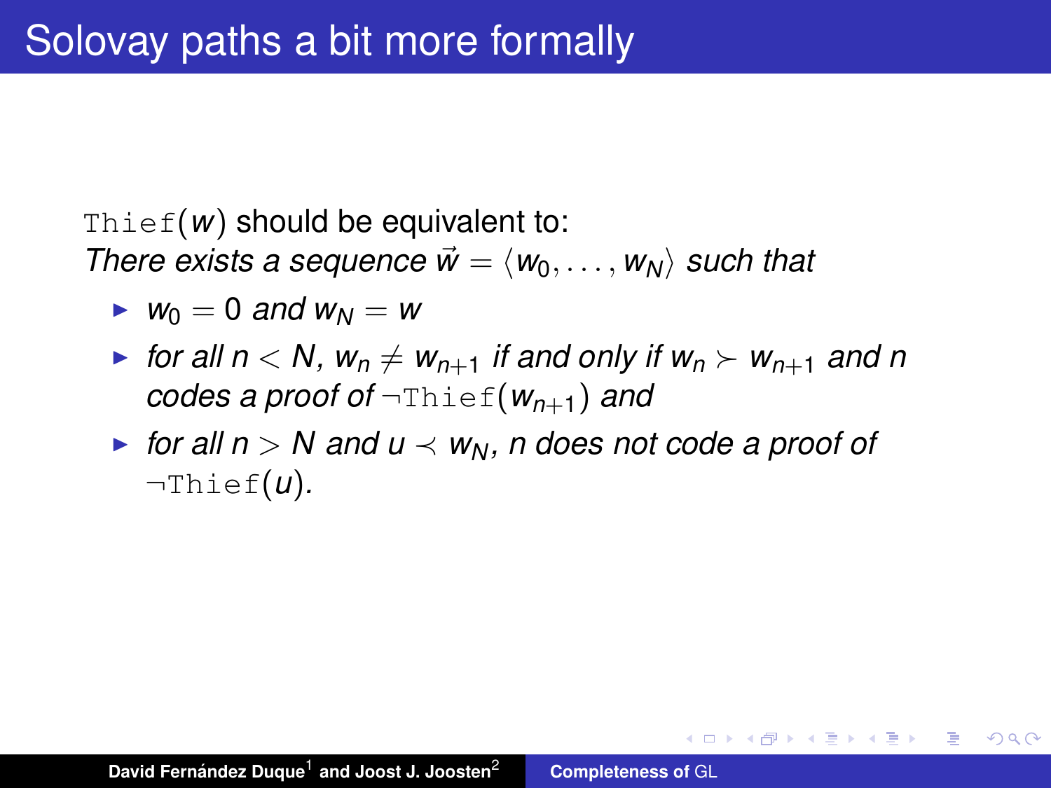# Solovay paths a bit more formally

$\texttt{Thief}(w)$ should be equivalent to:
*There exists a sequence* $\vec{w} = \langle w_0, \ldots, w_N \rangle$ *such that*

- $w_0 = 0$ *and* $w_N = w$
- *for all* $n < N$, $w_n \neq w_{n+1}$ *if and only if* $w_n \succ w_{n+1}$ *and* $n$ *codes a proof of* $\neg\texttt{Thief}(w_{n+1})$ *and*
- *for all* $n > N$ *and* $u \prec w_N$, $n$ *does not code a proof of* $\neg\texttt{Thief}(u)$.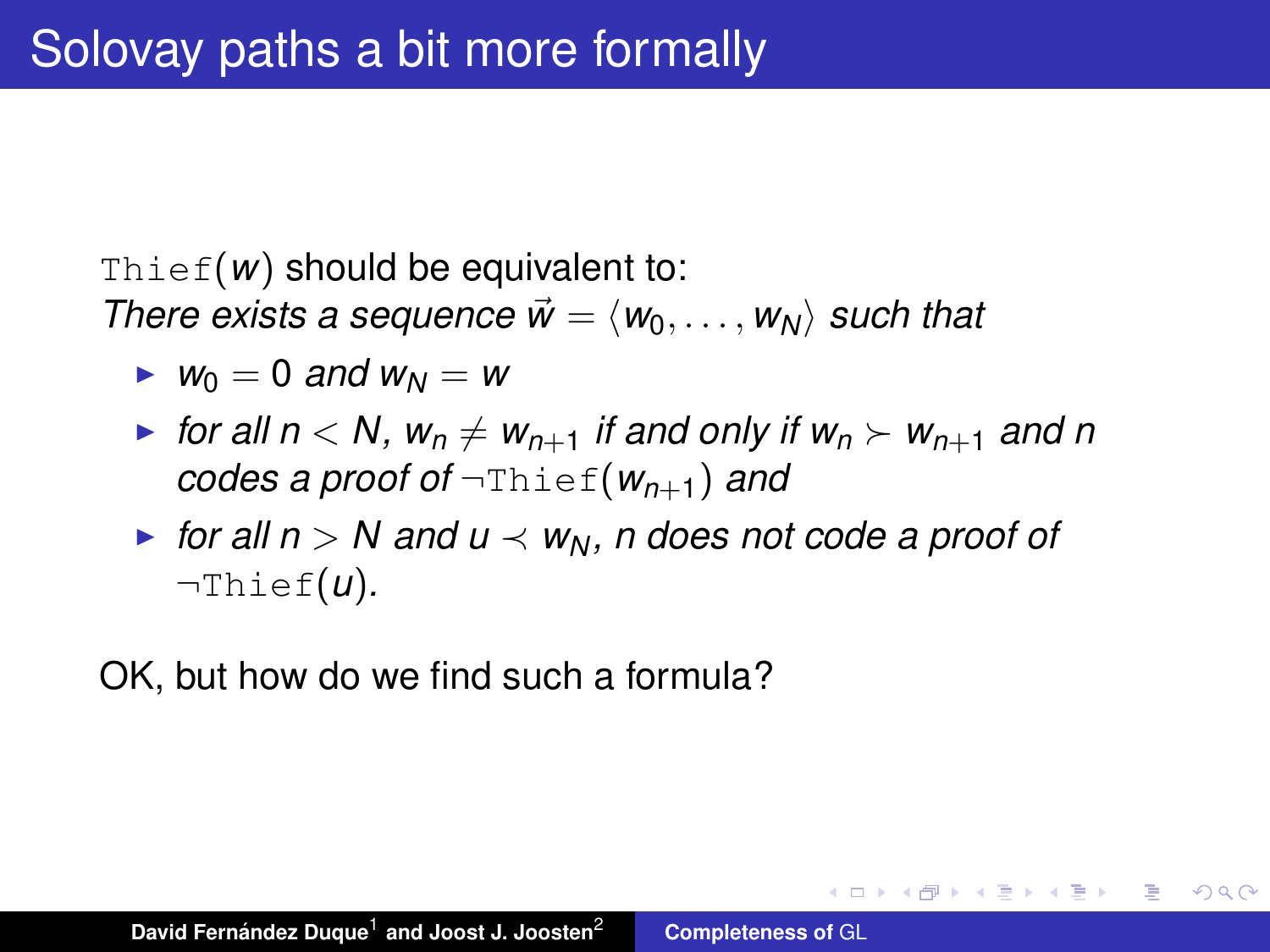# Solovay paths a bit more formally

$\texttt{Thief}(w)$ should be equivalent to:

*There exists a sequence* $\vec{w} = \langle w_0, \ldots, w_N \rangle$ *such that*

- $w_0 = 0$ *and* $w_N = w$
- *for all* $n < N$, $w_n \neq w_{n+1}$ *if and only if* $w_n \succ w_{n+1}$ *and* $n$ *codes a proof of* $\neg\texttt{Thief}(w_{n+1})$ *and*
- *for all* $n > N$ *and* $u \prec w_N$, $n$ *does not code a proof of* $\neg\texttt{Thief}(u)$.

OK, but how do we find such a formula?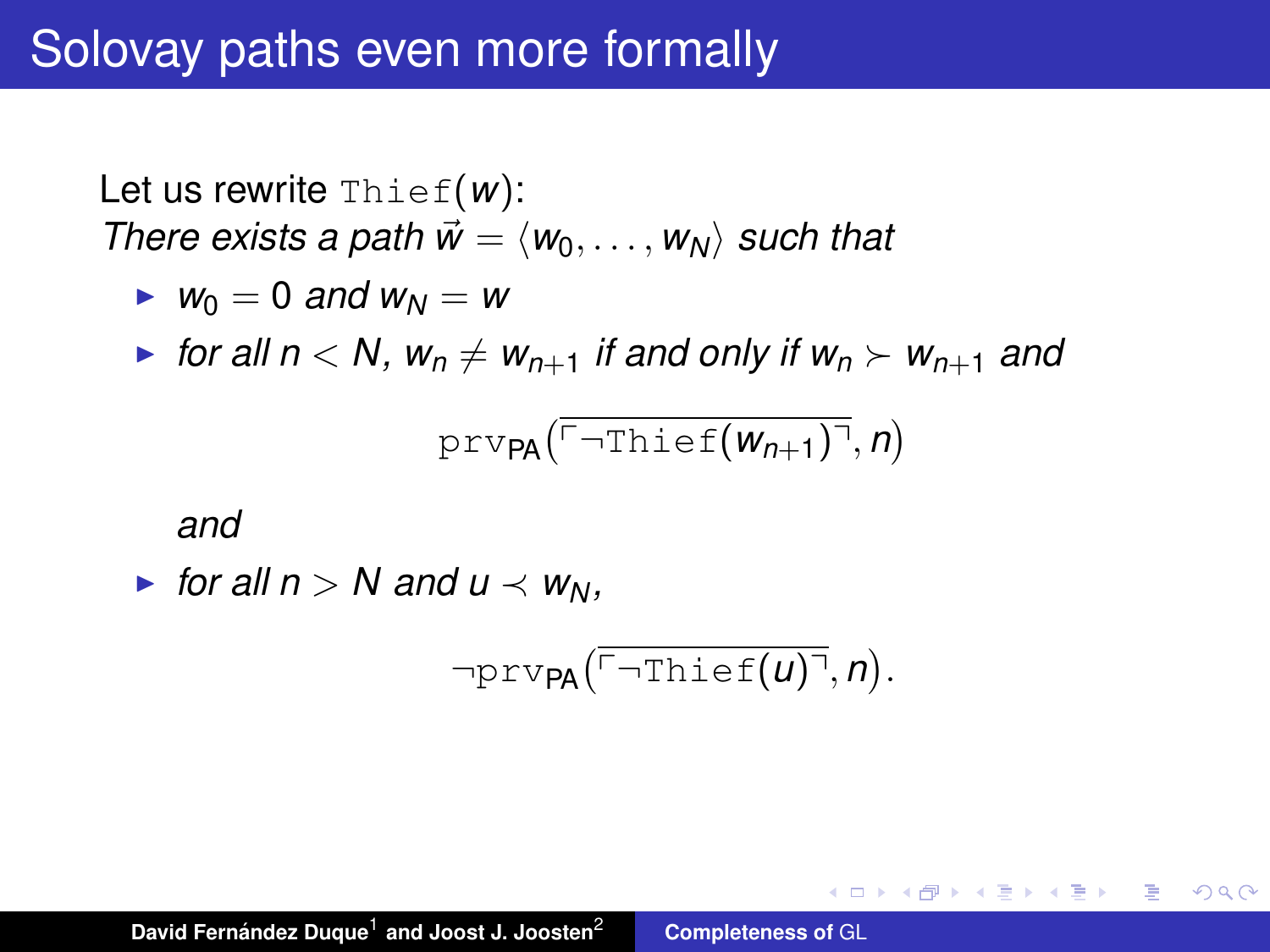# Solovay paths even more formally

Let us rewrite $\texttt{Thief}(w)$:
*There exists a path $\vec{w} = \langle w_0, \ldots, w_N \rangle$ such that*

- $w_0 = 0$ *and* $w_N = w$
- *for all* $n < N$, $w_n \neq w_{n+1}$ *if and only if* $w_n \succ w_{n+1}$ *and*

$$\texttt{prv}_{\mathsf{PA}}\left(\overline{\ulcorner \neg \texttt{Thief}(w_{n+1}) \urcorner}, n\right)$$

  *and*

- *for all* $n > N$ *and* $u \prec w_N$,

$$\neg \texttt{prv}_{\mathsf{PA}}\left(\overline{\ulcorner \neg \texttt{Thief}(u) \urcorner}, n\right).$$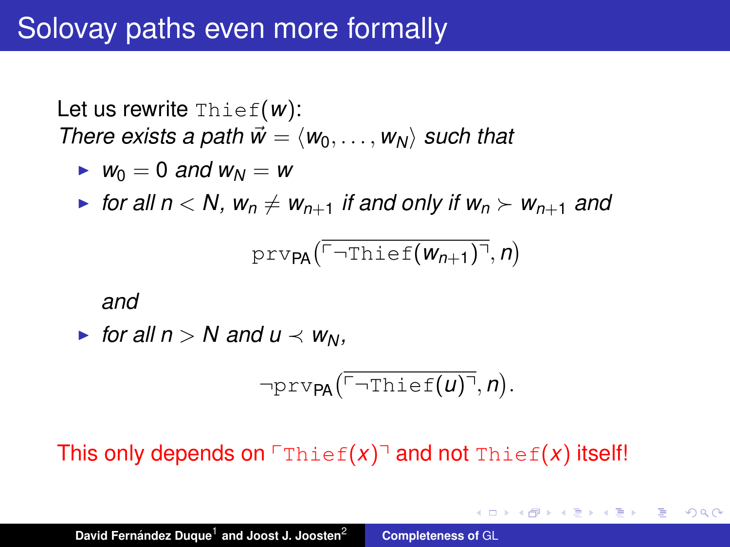# Solovay paths even more formally

Let us rewrite $\texttt{Thief}(w)$:
*There exists a path $\vec{w} = \langle w_0, \ldots, w_N \rangle$ such that*

- *$w_0 = 0$ and $w_N = w$*
- *for all $n < N$, $w_n \neq w_{n+1}$ if and only if $w_n \succ w_{n+1}$ and*

$$\texttt{prv}_{\mathsf{PA}}(\overline{\ulcorner \neg \texttt{Thief}(w_{n+1}) \urcorner}, n)$$

  *and*

- *for all $n > N$ and $u \prec w_N$,*

$$\neg\texttt{prv}_{\mathsf{PA}}(\overline{\ulcorner \neg \texttt{Thief}(u) \urcorner}, n).$$

This only depends on $\ulcorner \texttt{Thief}(x) \urcorner$ and not $\texttt{Thief}(x)$ itself!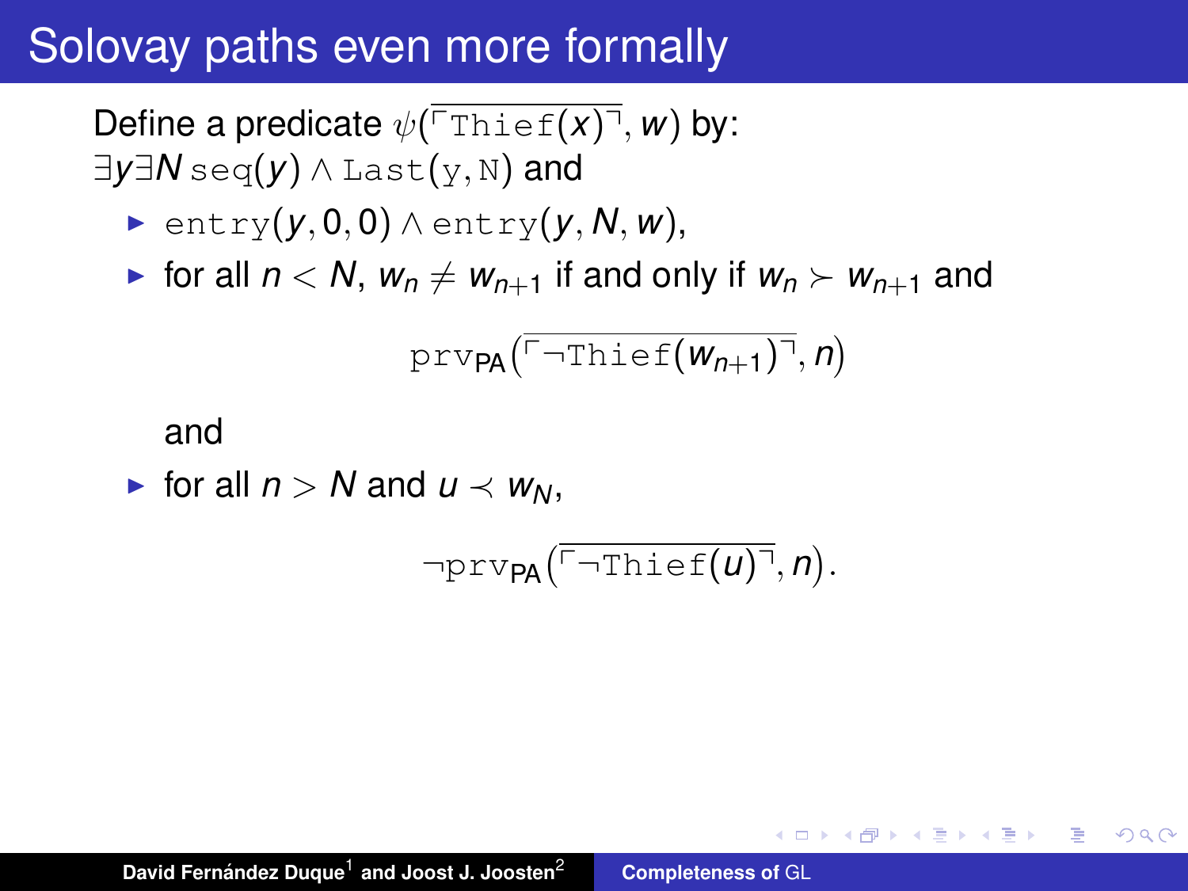# Solovay paths even more formally

Define a predicate $\psi(\overline{\ulcorner \texttt{Thief}(x) \urcorner}, w)$ by:
$\exists y \exists N\, \texttt{seq}(y) \wedge \texttt{Last}(\texttt{y}, \texttt{N})$ and

- $\texttt{entry}(y, 0, 0) \wedge \texttt{entry}(y, N, w)$,
- for all $n < N$, $w_n \neq w_{n+1}$ if and only if $w_n \succ w_{n+1}$ and

$$\texttt{prv}_{\mathsf{PA}}\left(\overline{\ulcorner \neg \texttt{Thief}(w_{n+1}) \urcorner}, n\right)$$

  and
- for all $n > N$ and $u \prec w_N$,

$$\neg \texttt{prv}_{\mathsf{PA}}\left(\overline{\ulcorner \neg \texttt{Thief}(u) \urcorner}, n\right).$$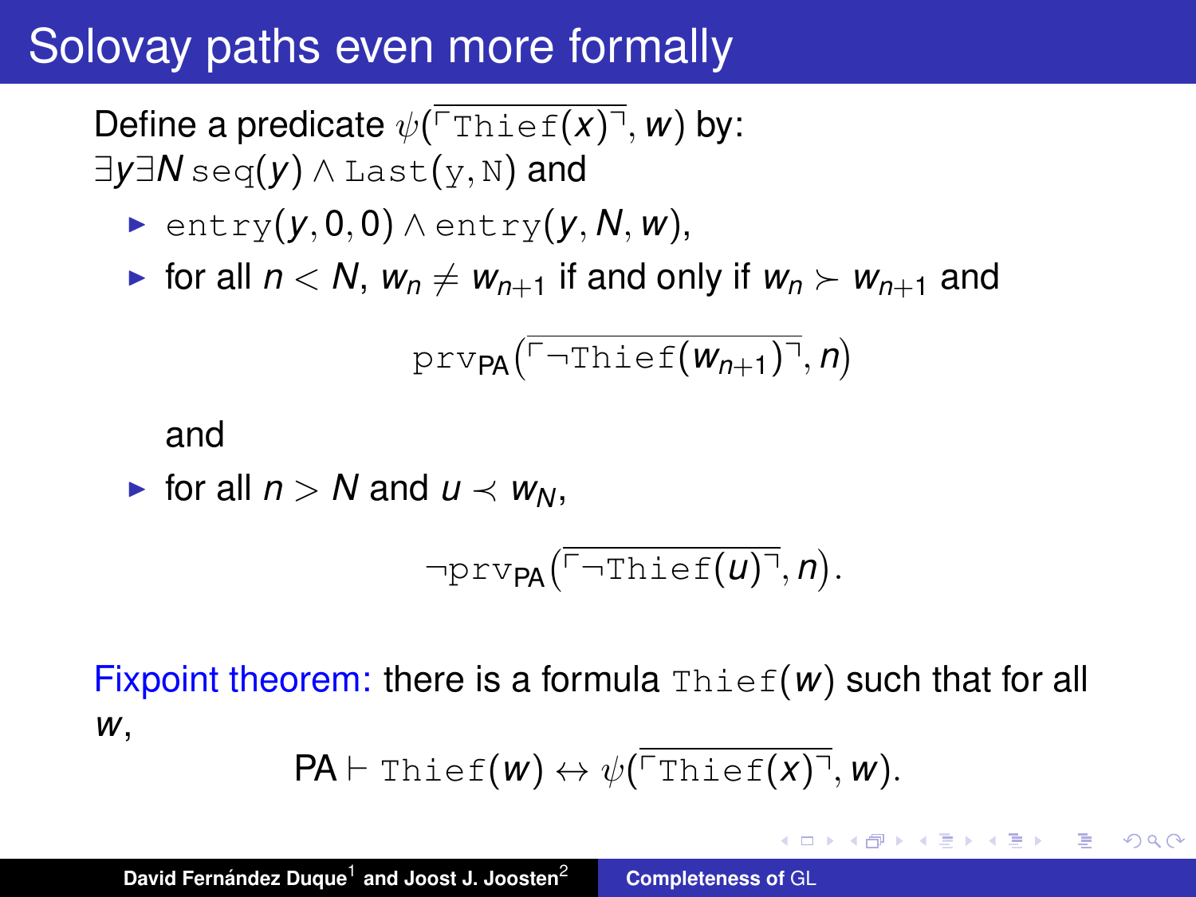# Solovay paths even more formally

Define a predicate $\psi(\overline{\ulcorner \texttt{Thief}(x) \urcorner}, w)$ by:
$\exists y \exists N \, \texttt{seq}(y) \wedge \texttt{Last}(\texttt{y}, \texttt{N})$ and

- $\texttt{entry}(y, 0, 0) \wedge \texttt{entry}(y, N, w)$,
- for all $n < N$, $w_n \neq w_{n+1}$ if and only if $w_n \succ w_{n+1}$ and

$$\texttt{prv}_{\mathsf{PA}}(\overline{\ulcorner \neg \texttt{Thief}(w_{n+1}) \urcorner}, n)$$

  and

- for all $n > N$ and $u \prec w_N$,

$$\neg \texttt{prv}_{\mathsf{PA}}(\overline{\ulcorner \neg \texttt{Thief}(u) \urcorner}, n).$$

Fixpoint theorem: there is a formula $\texttt{Thief}(w)$ such that for all $w$,

$$\mathsf{PA} \vdash \texttt{Thief}(w) \leftrightarrow \psi(\overline{\ulcorner \texttt{Thief}(x) \urcorner}, w).$$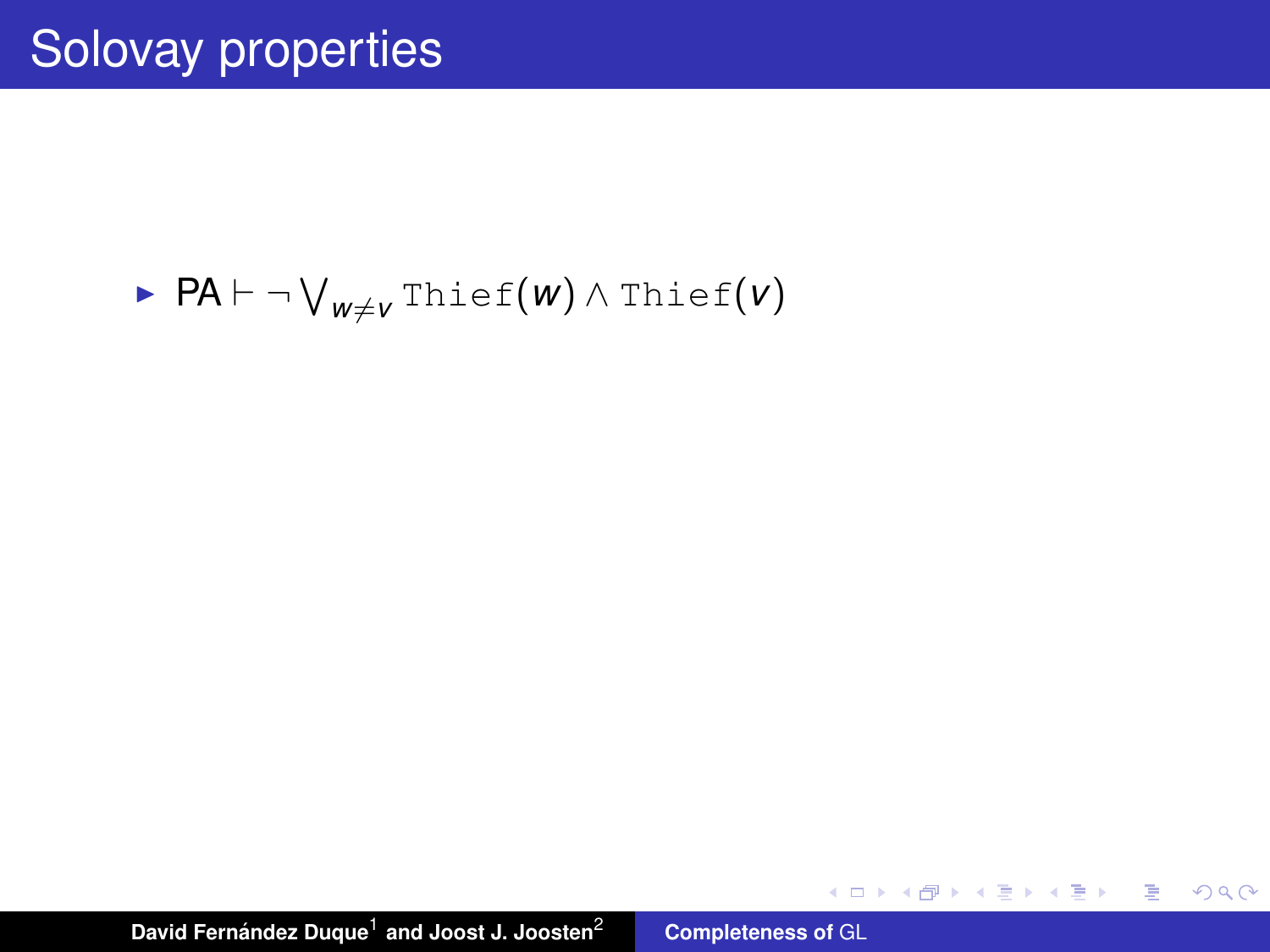# Solovay properties

- $\mathsf{PA} \vdash \neg \bigvee_{w \neq v} \mathtt{Thief}(w) \wedge \mathtt{Thief}(v)$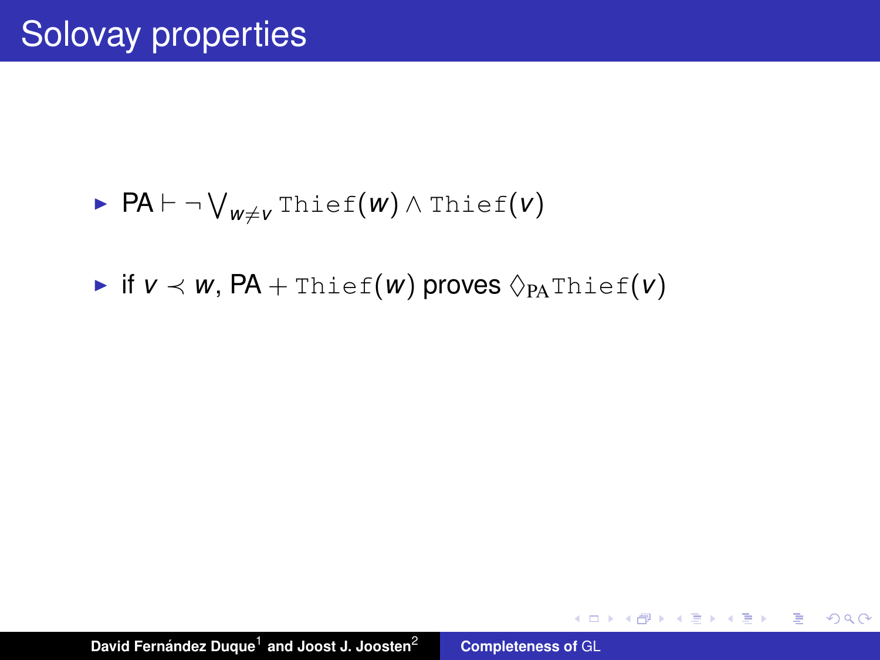# Solovay properties

- $\mathrm{PA} \vdash \neg \bigvee_{w \neq v} \mathtt{Thief}(w) \wedge \mathtt{Thief}(v)$
- if $v \prec w$, $\mathrm{PA} + \mathtt{Thief}(w)$ proves $\Diamond_{\mathrm{PA}} \mathtt{Thief}(v)$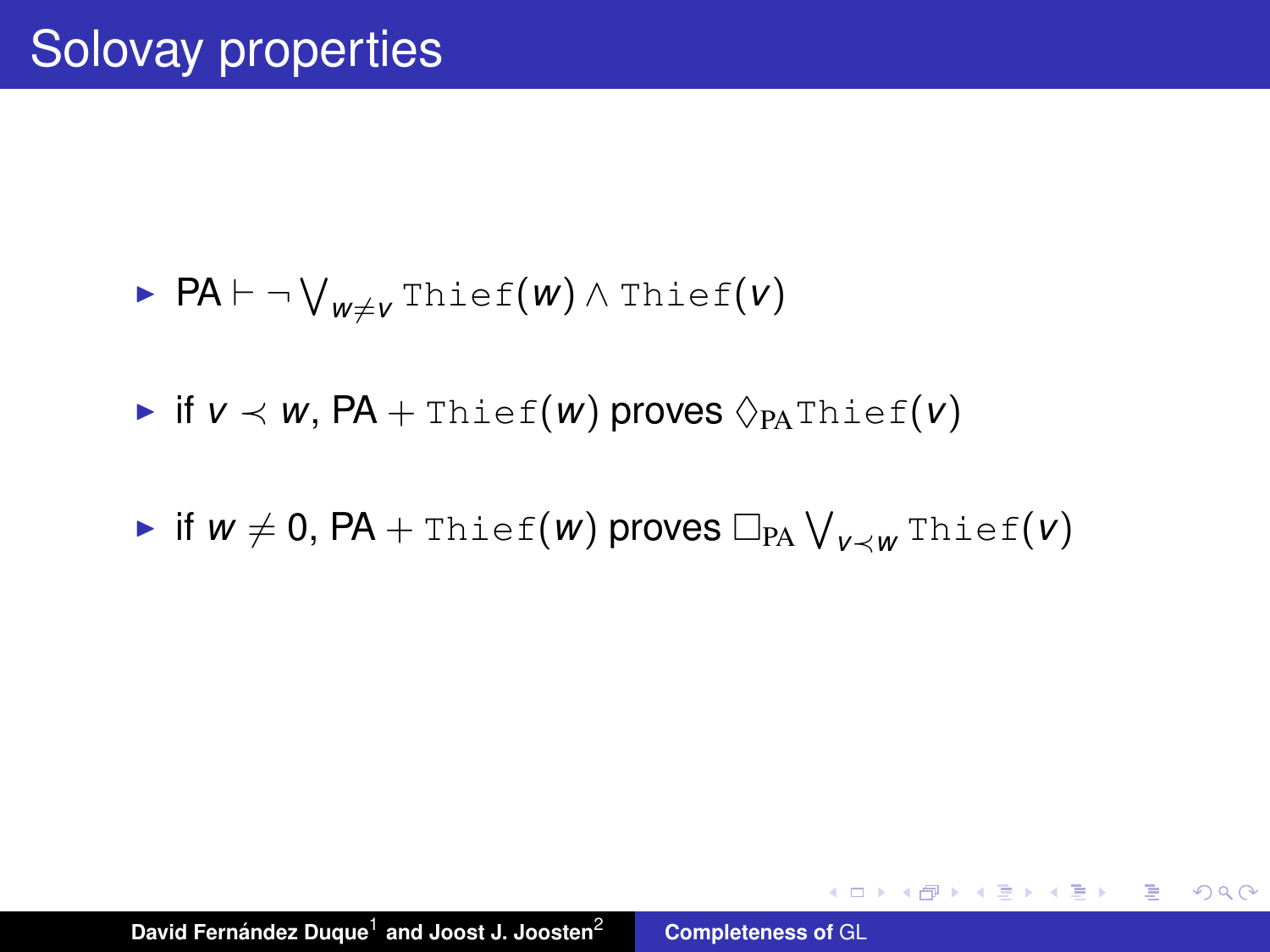# Solovay properties

- $\mathrm{PA} \vdash \neg \bigvee_{w \neq v} \texttt{Thief}(w) \wedge \texttt{Thief}(v)$
- if $v \prec w$, $\mathrm{PA} + \texttt{Thief}(w)$ proves $\Diamond_{\mathrm{PA}} \texttt{Thief}(v)$
- if $w \neq 0$, $\mathrm{PA} + \texttt{Thief}(w)$ proves $\Box_{\mathrm{PA}} \bigvee_{v \prec w} \texttt{Thief}(v)$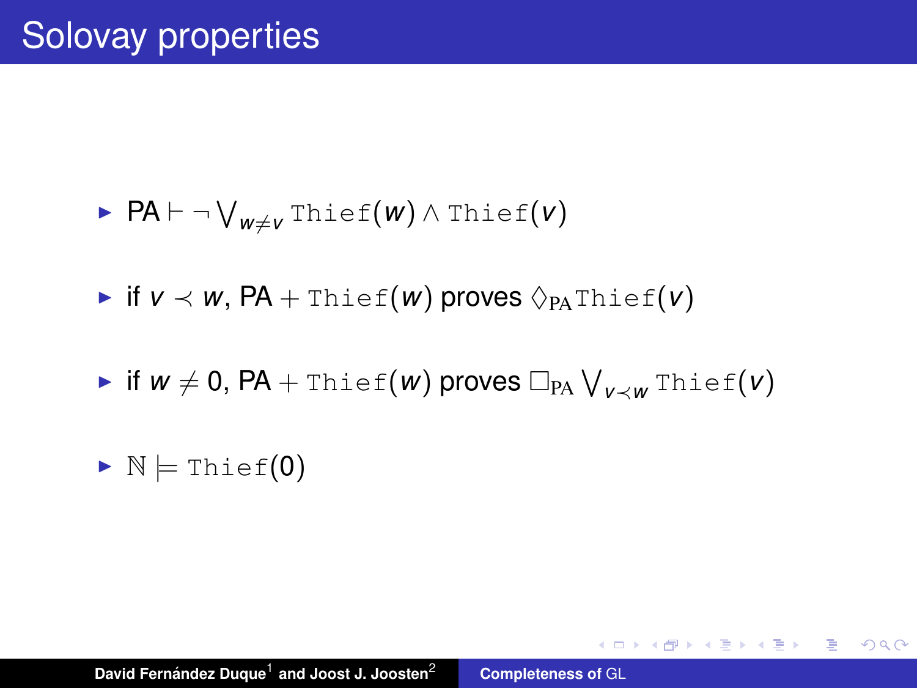# Solovay properties

- $\mathsf{PA} \vdash \neg \bigvee_{w \neq v} \mathtt{Thief}(w) \wedge \mathtt{Thief}(v)$
- if $v \prec w$, $\mathsf{PA} + \mathtt{Thief}(w)$ proves $\Diamond_{\mathrm{PA}} \mathtt{Thief}(v)$
- if $w \neq 0$, $\mathsf{PA} + \mathtt{Thief}(w)$ proves $\Box_{\mathrm{PA}} \bigvee_{v \prec w} \mathtt{Thief}(v)$
- $\mathbb{N} \models \mathtt{Thief}(0)$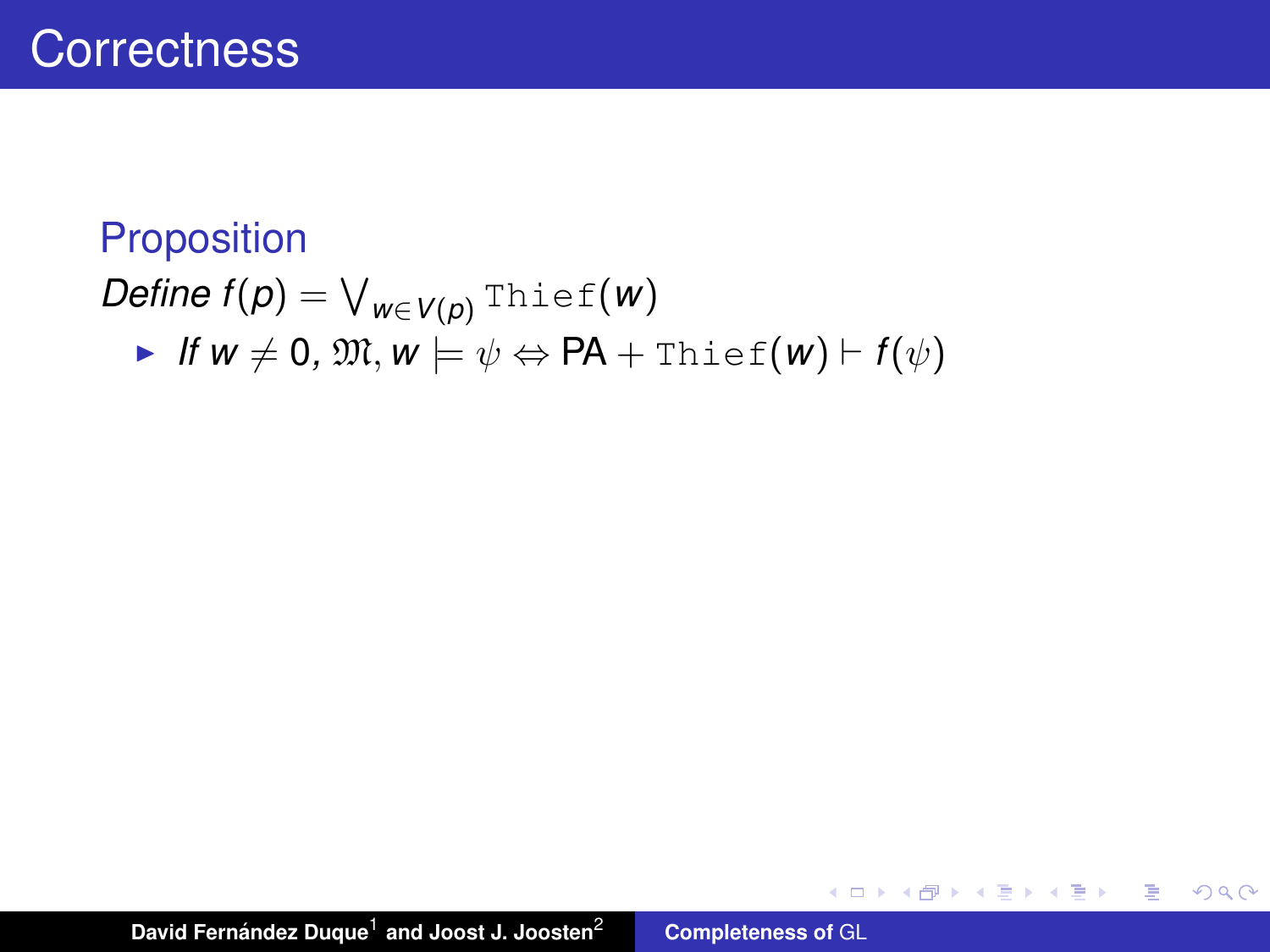# Correctness

**Proposition**

*Define* $f(p) = \bigvee_{w \in V(p)} \texttt{Thief}(w)$

- *If* $w \neq 0$*,* $\mathfrak{M}, w \models \psi \Leftrightarrow \mathsf{PA} + \texttt{Thief}(w) \vdash f(\psi)$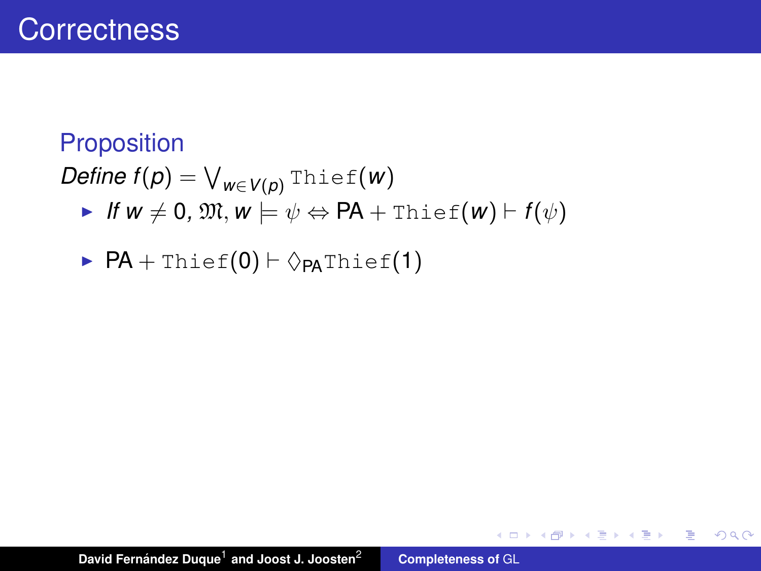# Correctness

### Proposition

*Define* $f(p) = \bigvee_{w \in V(p)} \texttt{Thief}(w)$

- *If* $w \neq 0$, $\mathfrak{M}, w \models \psi \Leftrightarrow \mathsf{PA} + \texttt{Thief}(w) \vdash f(\psi)$
- $\mathsf{PA} + \texttt{Thief}(0) \vdash \Diamond_{\mathsf{PA}} \texttt{Thief}(1)$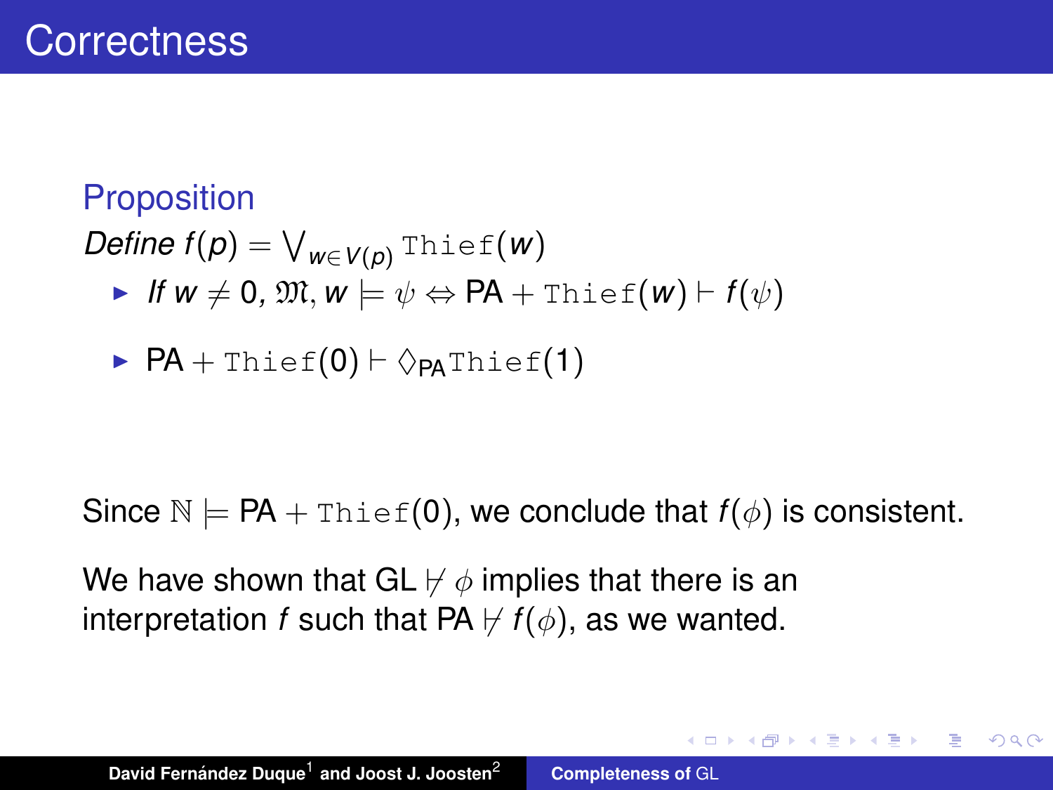# Correctness

**Proposition**

*Define* $f(p) = \bigvee_{w \in V(p)} \texttt{Thief}(w)$

- *If* $w \neq 0$, $\mathfrak{M}, w \models \psi \Leftrightarrow \text{PA} + \texttt{Thief}(w) \vdash f(\psi)$
- $\text{PA} + \texttt{Thief}(0) \vdash \Diamond_{\text{PA}} \texttt{Thief}(1)$

Since $\mathbb{N} \models \text{PA} + \texttt{Thief}(0)$, we conclude that $f(\phi)$ is consistent.

We have shown that $\text{GL} \nvdash \phi$ implies that there is an interpretation $f$ such that $\text{PA} \nvdash f(\phi)$, as we wanted.